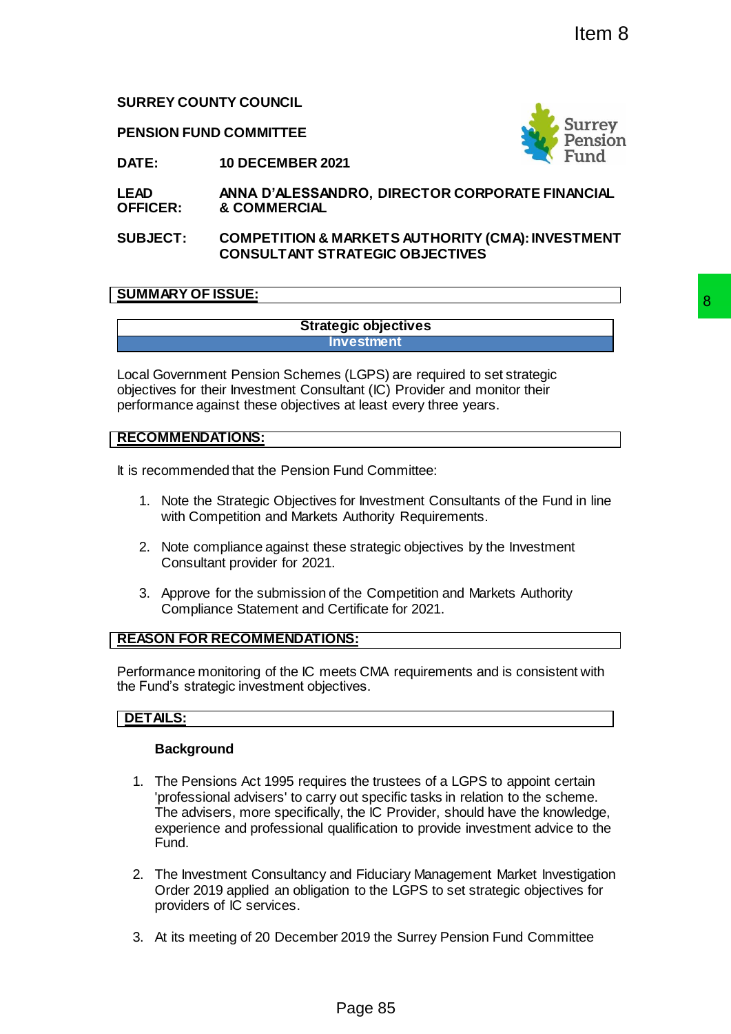Item 8

**SURREY COUNTY COUNCIL**

**PENSION FUND COMMITTEE**

| | |
|---|---|
| **DATE:** | **10 DECEMBER 2021** |
| **LEAD OFFICER:** | **ANNA D'ALESSANDRO, DIRECTOR CORPORATE FINANCIAL & COMMERCIAL** |
| **SUBJECT:** | **COMPETITION & MARKETS AUTHORITY (CMA): INVESTMENT CONSULTANT STRATEGIC OBJECTIVES** |

## SUMMARY OF ISSUE:

| Strategic objectives |
|---|
| Investment |

Local Government Pension Schemes (LGPS) are required to set strategic objectives for their Investment Consultant (IC) Provider and monitor their performance against these objectives at least every three years.

## RECOMMENDATIONS:

It is recommended that the Pension Fund Committee:

1. Note the Strategic Objectives for Investment Consultants of the Fund in line with Competition and Markets Authority Requirements.
2. Note compliance against these strategic objectives by the Investment Consultant provider for 2021.
3. Approve for the submission of the Competition and Markets Authority Compliance Statement and Certificate for 2021.

## REASON FOR RECOMMENDATIONS:

Performance monitoring of the IC meets CMA requirements and is consistent with the Fund's strategic investment objectives.

## DETAILS:

### Background

1. The Pensions Act 1995 requires the trustees of a LGPS to appoint certain 'professional advisers' to carry out specific tasks in relation to the scheme. The advisers, more specifically, the IC Provider, should have the knowledge, experience and professional qualification to provide investment advice to the Fund.
2. The Investment Consultancy and Fiduciary Management Market Investigation Order 2019 applied an obligation to the LGPS to set strategic objectives for providers of IC services.
3. At its meeting of 20 December 2019 the Surrey Pension Fund Committee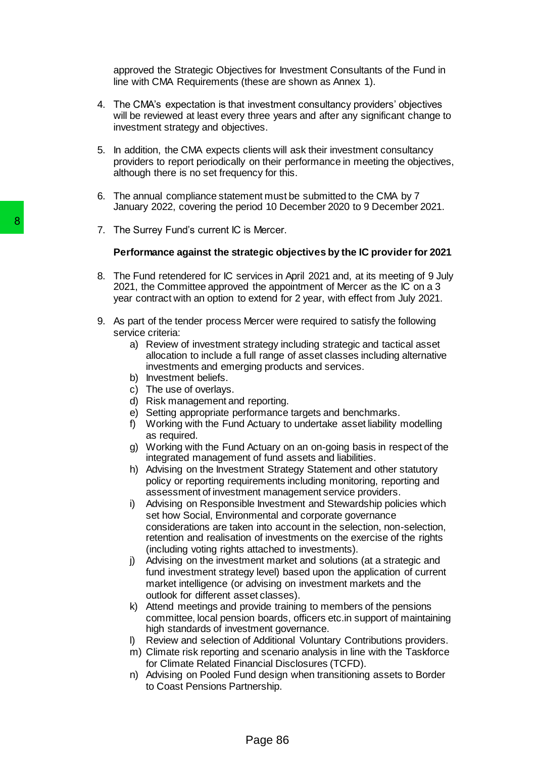approved the Strategic Objectives for Investment Consultants of the Fund in line with CMA Requirements (these are shown as Annex 1).

4. The CMA's expectation is that investment consultancy providers' objectives will be reviewed at least every three years and after any significant change to investment strategy and objectives.

5. In addition, the CMA expects clients will ask their investment consultancy providers to report periodically on their performance in meeting the objectives, although there is no set frequency for this.

6. The annual compliance statement must be submitted to the CMA by 7 January 2022, covering the period 10 December 2020 to 9 December 2021.

7. The Surrey Fund's current IC is Mercer.

**Performance against the strategic objectives by the IC provider for 2021**

8. The Fund retendered for IC services in April 2021 and, at its meeting of 9 July 2021, the Committee approved the appointment of Mercer as the IC on a 3 year contract with an option to extend for 2 year, with effect from July 2021.

9. As part of the tender process Mercer were required to satisfy the following service criteria:
   a) Review of investment strategy including strategic and tactical asset allocation to include a full range of asset classes including alternative investments and emerging products and services.
   b) Investment beliefs.
   c) The use of overlays.
   d) Risk management and reporting.
   e) Setting appropriate performance targets and benchmarks.
   f) Working with the Fund Actuary to undertake asset liability modelling as required.
   g) Working with the Fund Actuary on an on-going basis in respect of the integrated management of fund assets and liabilities.
   h) Advising on the Investment Strategy Statement and other statutory policy or reporting requirements including monitoring, reporting and assessment of investment management service providers.
   i) Advising on Responsible Investment and Stewardship policies which set how Social, Environmental and corporate governance considerations are taken into account in the selection, non-selection, retention and realisation of investments on the exercise of the rights (including voting rights attached to investments).
   j) Advising on the investment market and solutions (at a strategic and fund investment strategy level) based upon the application of current market intelligence (or advising on investment markets and the outlook for different asset classes).
   k) Attend meetings and provide training to members of the pensions committee, local pension boards, officers etc.in support of maintaining high standards of investment governance.
   l) Review and selection of Additional Voluntary Contributions providers.
   m) Climate risk reporting and scenario analysis in line with the Taskforce for Climate Related Financial Disclosures (TCFD).
   n) Advising on Pooled Fund design when transitioning assets to Border to Coast Pensions Partnership.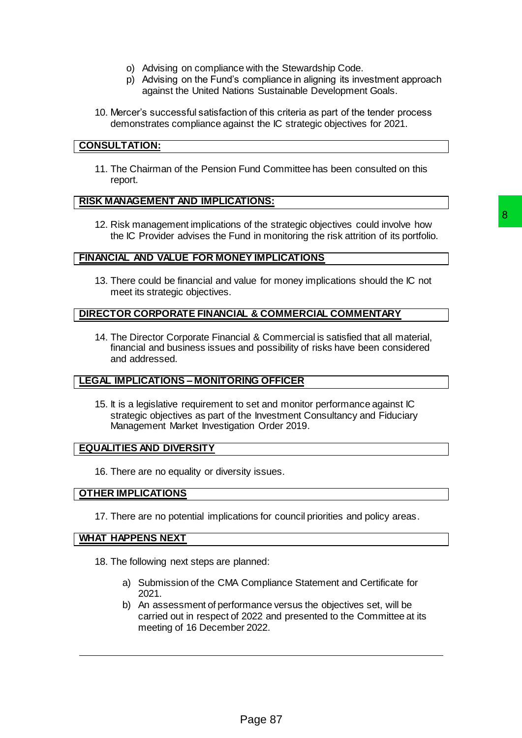o) Advising on compliance with the Stewardship Code.
p) Advising on the Fund's compliance in aligning its investment approach against the United Nations Sustainable Development Goals.

10. Mercer's successful satisfaction of this criteria as part of the tender process demonstrates compliance against the IC strategic objectives for 2021.

## CONSULTATION:

11. The Chairman of the Pension Fund Committee has been consulted on this report.

## RISK MANAGEMENT AND IMPLICATIONS:

12. Risk management implications of the strategic objectives could involve how the IC Provider advises the Fund in monitoring the risk attrition of its portfolio.

## FINANCIAL AND VALUE FOR MONEY IMPLICATIONS

13. There could be financial and value for money implications should the IC not meet its strategic objectives.

## DIRECTOR CORPORATE FINANCIAL & COMMERCIAL COMMENTARY

14. The Director Corporate Financial & Commercial is satisfied that all material, financial and business issues and possibility of risks have been considered and addressed.

## LEGAL IMPLICATIONS – MONITORING OFFICER

15. It is a legislative requirement to set and monitor performance against IC strategic objectives as part of the Investment Consultancy and Fiduciary Management Market Investigation Order 2019.

## EQUALITIES AND DIVERSITY

16. There are no equality or diversity issues.

## OTHER IMPLICATIONS

17. There are no potential implications for council priorities and policy areas.

## WHAT HAPPENS NEXT

18. The following next steps are planned:

    a) Submission of the CMA Compliance Statement and Certificate for 2021.
    b) An assessment of performance versus the objectives set, will be carried out in respect of 2022 and presented to the Committee at its meeting of 16 December 2022.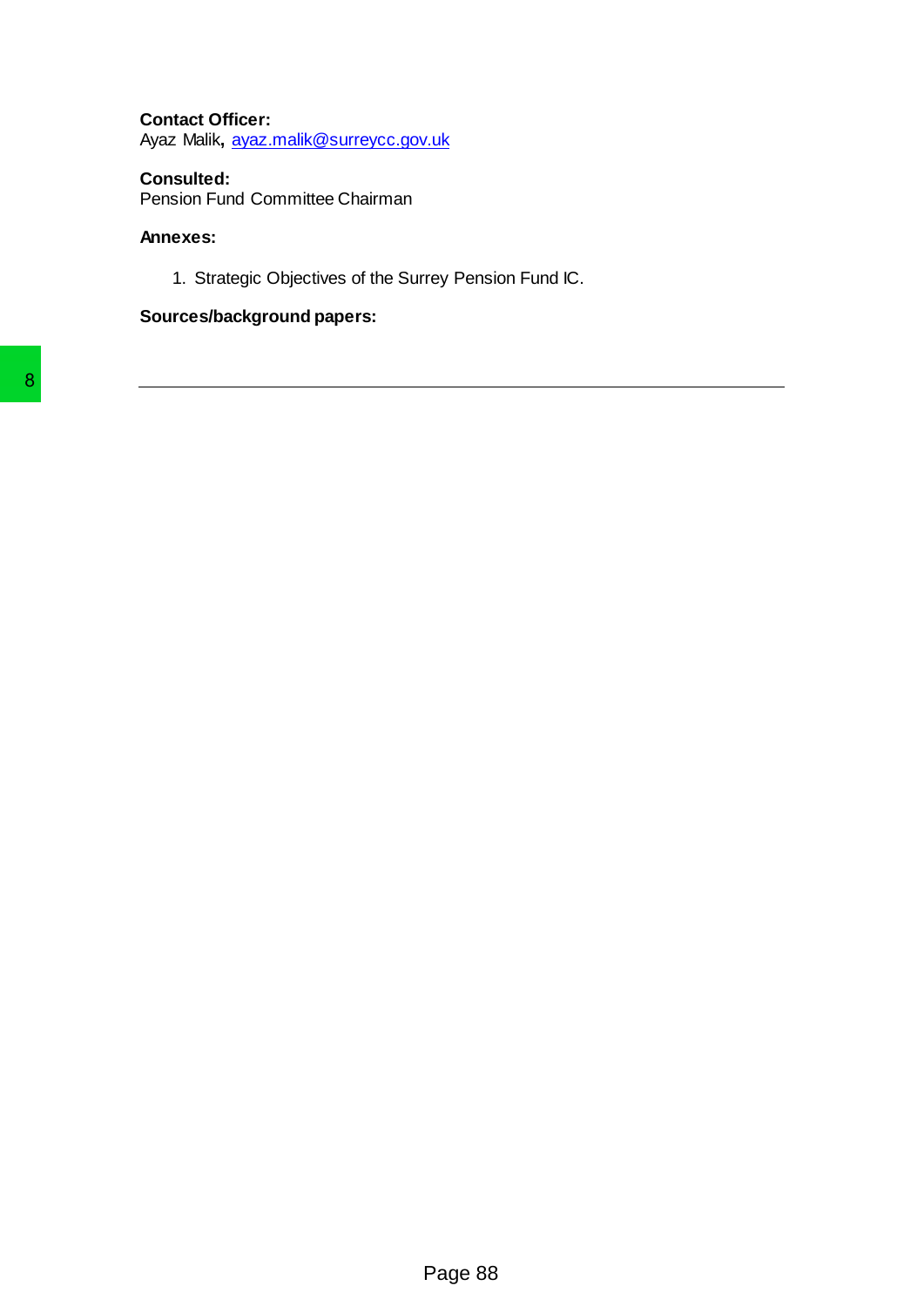**Contact Officer:**
Ayaz Malik, ayaz.malik@surreycc.gov.uk

**Consulted:**
Pension Fund Committee Chairman

**Annexes:**

1. Strategic Objectives of the Surrey Pension Fund IC.

**Sources/background papers:**

---